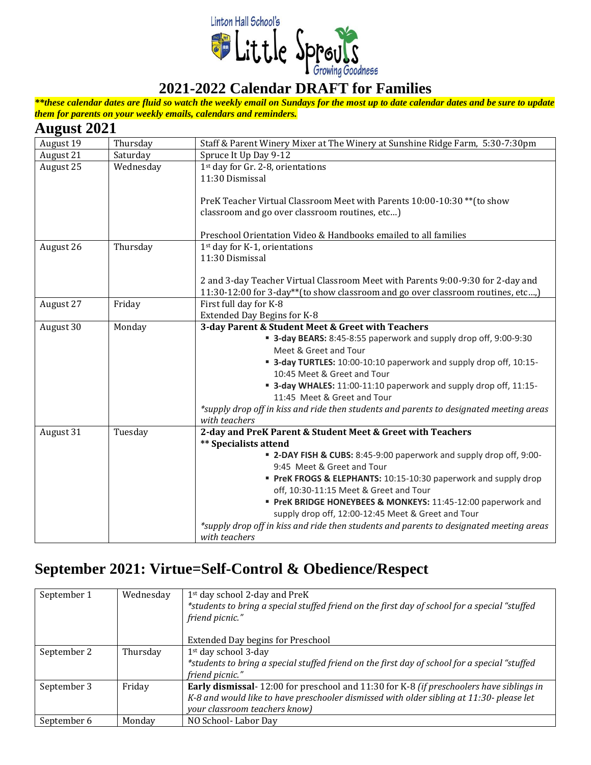Linton Hall School's Little Sprouts Growing Goodness

# 2021-2022 Calendar DRAFT for Families

***\*\*these calendar dates are fluid so watch the weekly email on Sundays for the most up to date calendar dates and be sure to update them for parents on your weekly emails, calendars and reminders.***

## August 2021

| | | |
|---|---|---|
| August 19 | Thursday | Staff & Parent Winery Mixer at The Winery at Sunshine Ridge Farm, 5:30-7:30pm |
| August 21 | Saturday | Spruce It Up Day 9-12 |
| August 25 | Wednesday | 1st day for Gr. 2-8, orientations<br>11:30 Dismissal<br><br>PreK Teacher Virtual Classroom Meet with Parents 10:00-10:30 **(to show classroom and go over classroom routines, etc…)<br><br>Preschool Orientation Video & Handbooks emailed to all families |
| August 26 | Thursday | 1st day for K-1, orientations<br>11:30 Dismissal<br><br>2 and 3-day Teacher Virtual Classroom Meet with Parents 9:00-9:30 for 2-day and 11:30-12:00 for 3-day**(to show classroom and go over classroom routines, etc…,) |
| August 27 | Friday | First full day for K-8<br>Extended Day Begins for K-8 |
| August 30 | Monday | **3-day Parent & Student Meet & Greet with Teachers**<br>▪ **3-day BEARS:** 8:45-8:55 paperwork and supply drop off, 9:00-9:30 Meet & Greet and Tour<br>▪ **3-day TURTLES:** 10:00-10:10 paperwork and supply drop off, 10:15-10:45 Meet & Greet and Tour<br>▪ **3-day WHALES:** 11:00-11:10 paperwork and supply drop off, 11:15-11:45 Meet & Greet and Tour<br>*\*supply drop off in kiss and ride then students and parents to designated meeting areas with teachers* |
| August 31 | Tuesday | **2-day and PreK Parent & Student Meet & Greet with Teachers**<br>**\*\* Specialists attend**<br>▪ **2-DAY FISH & CUBS:** 8:45-9:00 paperwork and supply drop off, 9:00-9:45 Meet & Greet and Tour<br>▪ **PreK FROGS & ELEPHANTS:** 10:15-10:30 paperwork and supply drop off, 10:30-11:15 Meet & Greet and Tour<br>▪ **PreK BRIDGE HONEYBEES & MONKEYS:** 11:45-12:00 paperwork and supply drop off, 12:00-12:45 Meet & Greet and Tour<br>*\*supply drop off in kiss and ride then students and parents to designated meeting areas with teachers* |

## September 2021: Virtue=Self-Control & Obedience/Respect

| | | |
|---|---|---|
| September 1 | Wednesday | 1st day school 2-day and PreK<br>*\*students to bring a special stuffed friend on the first day of school for a special "stuffed friend picnic."*<br><br>Extended Day begins for Preschool |
| September 2 | Thursday | 1st day school 3-day<br>*\*students to bring a special stuffed friend on the first day of school for a special "stuffed friend picnic."* |
| September 3 | Friday | **Early dismissal**- 12:00 for preschool and 11:30 for K-8 *(if preschoolers have siblings in K-8 and would like to have preschooler dismissed with older sibling at 11:30- please let your classroom teachers know)* |
| September 6 | Monday | NO School- Labor Day |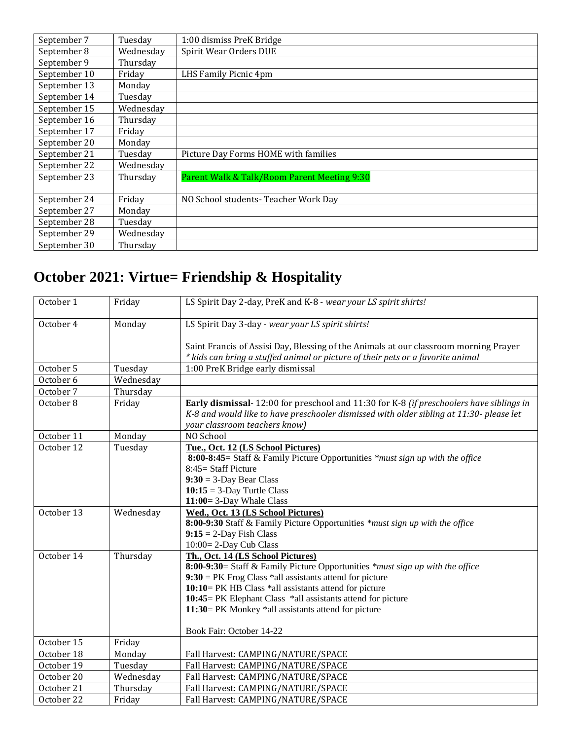| September 7 | Tuesday | 1:00 dismiss PreK Bridge |
|---|---|---|
| September 8 | Wednesday | Spirit Wear Orders DUE |
| September 9 | Thursday | |
| September 10 | Friday | LHS Family Picnic 4pm |
| September 13 | Monday | |
| September 14 | Tuesday | |
| September 15 | Wednesday | |
| September 16 | Thursday | |
| September 17 | Friday | |
| September 20 | Monday | |
| September 21 | Tuesday | Picture Day Forms HOME with families |
| September 22 | Wednesday | |
| September 23 | Thursday | Parent Walk & Talk/Room Parent Meeting 9:30 |
| September 24 | Friday | NO School students- Teacher Work Day |
| September 27 | Monday | |
| September 28 | Tuesday | |
| September 29 | Wednesday | |
| September 30 | Thursday | |

# October 2021: Virtue= Friendship & Hospitality

| October 1 | Friday | LS Spirit Day 2-day, PreK and K-8 - *wear your LS spirit shirts!* |
|---|---|---|
| October 4 | Monday | LS Spirit Day 3-day - *wear your LS spirit shirts!*<br><br>Saint Francis of Assisi Day, Blessing of the Animals at our classroom morning Prayer<br>*\* kids can bring a stuffed animal or picture of their pets or a favorite animal* |
| October 5 | Tuesday | 1:00 PreK Bridge early dismissal |
| October 6 | Wednesday | |
| October 7 | Thursday | |
| October 8 | Friday | **Early dismissal**- 12:00 for preschool and 11:30 for K-8 *(if preschoolers have siblings in K-8 and would like to have preschooler dismissed with older sibling at 11:30- please let your classroom teachers know)* |
| October 11 | Monday | NO School |
| October 12 | Tuesday | **Tue., Oct. 12 (LS School Pictures)**<br>**8:00-8:45**= Staff & Family Picture Opportunities *\*must sign up with the office*<br>8:45= Staff Picture<br>**9:30** = 3-Day Bear Class<br>**10:15** = 3-Day Turtle Class<br>**11:00**= 3-Day Whale Class |
| October 13 | Wednesday | **Wed., Oct. 13 (LS School Pictures)**<br>**8:00-9:30** Staff & Family Picture Opportunities *\*must sign up with the office*<br>**9:15** = 2-Day Fish Class<br>10:00= 2-Day Cub Class |
| October 14 | Thursday | **Th., Oct. 14 (LS School Pictures)**<br>**8:00-9:30**= Staff & Family Picture Opportunities *\*must sign up with the office*<br>**9:30** = PK Frog Class \*all assistants attend for picture<br>**10:10**= PK HB Class \*all assistants attend for picture<br>**10:45**= PK Elephant Class \*all assistants attend for picture<br>**11:30**= PK Monkey \*all assistants attend for picture<br><br>Book Fair: October 14-22 |
| October 15 | Friday | |
| October 18 | Monday | Fall Harvest: CAMPING/NATURE/SPACE |
| October 19 | Tuesday | Fall Harvest: CAMPING/NATURE/SPACE |
| October 20 | Wednesday | Fall Harvest: CAMPING/NATURE/SPACE |
| October 21 | Thursday | Fall Harvest: CAMPING/NATURE/SPACE |
| October 22 | Friday | Fall Harvest: CAMPING/NATURE/SPACE |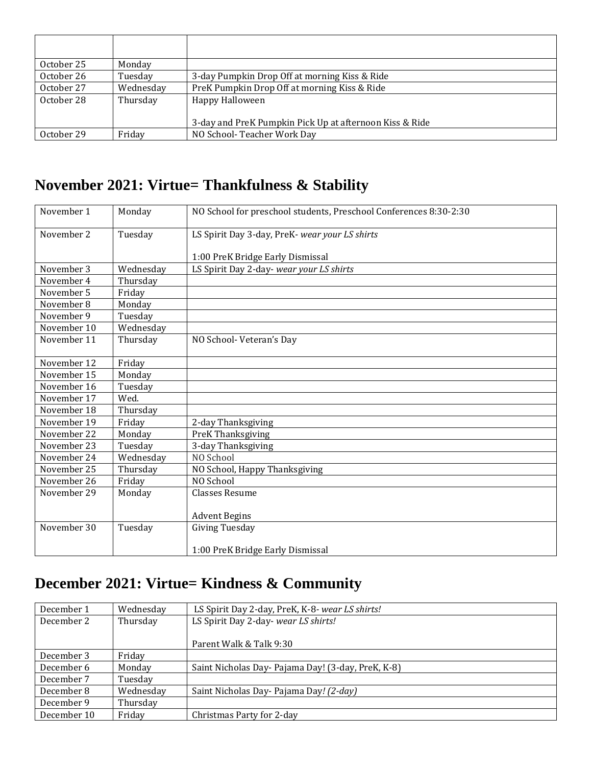| | | |
|---|---|---|
| October 25 | Monday | |
| October 26 | Tuesday | 3-day Pumpkin Drop Off at morning Kiss & Ride |
| October 27 | Wednesday | PreK Pumpkin Drop Off at morning Kiss & Ride |
| October 28 | Thursday | Happy Halloween<br><br>3-day and PreK Pumpkin Pick Up at afternoon Kiss & Ride |
| October 29 | Friday | NO School- Teacher Work Day |

## November 2021: Virtue= Thankfulness & Stability

| | | |
|---|---|---|
| November 1 | Monday | NO School for preschool students, Preschool Conferences 8:30-2:30 |
| November 2 | Tuesday | LS Spirit Day 3-day, PreK- *wear your LS shirts*<br><br>1:00 PreK Bridge Early Dismissal |
| November 3 | Wednesday | LS Spirit Day 2-day- *wear your LS shirts* |
| November 4 | Thursday | |
| November 5 | Friday | |
| November 8 | Monday | |
| November 9 | Tuesday | |
| November 10 | Wednesday | |
| November 11 | Thursday | NO School- Veteran's Day |
| November 12 | Friday | |
| November 15 | Monday | |
| November 16 | Tuesday | |
| November 17 | Wed. | |
| November 18 | Thursday | |
| November 19 | Friday | 2-day Thanksgiving |
| November 22 | Monday | PreK Thanksgiving |
| November 23 | Tuesday | 3-day Thanksgiving |
| November 24 | Wednesday | NO School |
| November 25 | Thursday | NO School, Happy Thanksgiving |
| November 26 | Friday | NO School |
| November 29 | Monday | Classes Resume<br><br>Advent Begins |
| November 30 | Tuesday | Giving Tuesday<br><br>1:00 PreK Bridge Early Dismissal |

## December 2021: Virtue= Kindness & Community

| | | |
|---|---|---|
| December 1 | Wednesday | LS Spirit Day 2-day, PreK, K-8- *wear LS shirts!* |
| December 2 | Thursday | LS Spirit Day 2-day- *wear LS shirts!*<br><br>Parent Walk & Talk 9:30 |
| December 3 | Friday | |
| December 6 | Monday | Saint Nicholas Day- Pajama Day! (3-day, PreK, K-8) |
| December 7 | Tuesday | |
| December 8 | Wednesday | Saint Nicholas Day- Pajama Day*! (2-day)* |
| December 9 | Thursday | |
| December 10 | Friday | Christmas Party for 2-day |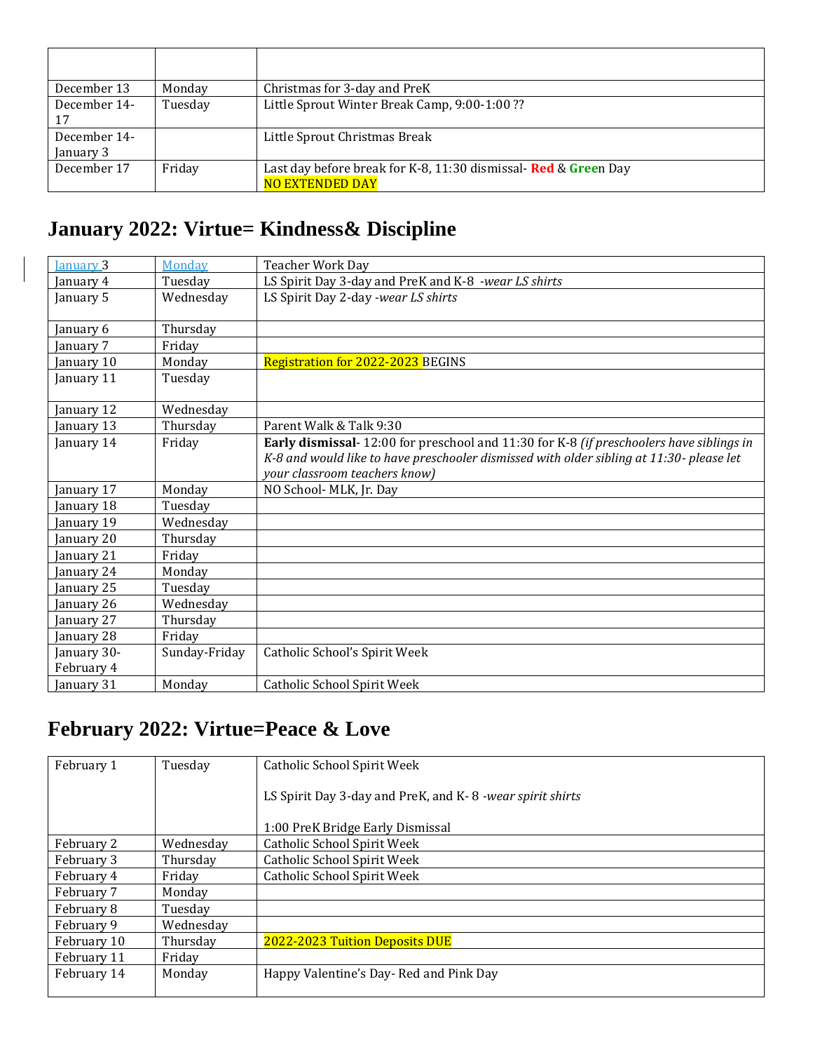| | | |
|---|---|---|
| December 13 | Monday | Christmas for 3-day and PreK |
| December 14-17 | Tuesday | Little Sprout Winter Break Camp, 9:00-1:00 ?? |
| December 14-January 3 | | Little Sprout Christmas Break |
| December 17 | Friday | Last day before break for K-8, 11:30 dismissal- **Red** & **Gree**n Day<br>NO EXTENDED DAY |

## January 2022: Virtue= Kindness& Discipline

| | | |
|---|---|---|
| January 3 | Monday | Teacher Work Day |
| January 4 | Tuesday | LS Spirit Day 3-day and PreK and K-8 *-wear LS shirts* |
| January 5 | Wednesday | LS Spirit Day 2-day *-wear LS shirts* |
| January 6 | Thursday | |
| January 7 | Friday | |
| January 10 | Monday | Registration for 2022-2023 BEGINS |
| January 11 | Tuesday | |
| January 12 | Wednesday | |
| January 13 | Thursday | Parent Walk & Talk 9:30 |
| January 14 | Friday | **Early dismissal**- 12:00 for preschool and 11:30 for K-8 *(if preschoolers have siblings in K-8 and would like to have preschooler dismissed with older sibling at 11:30- please let your classroom teachers know)* |
| January 17 | Monday | NO School- MLK, Jr. Day |
| January 18 | Tuesday | |
| January 19 | Wednesday | |
| January 20 | Thursday | |
| January 21 | Friday | |
| January 24 | Monday | |
| January 25 | Tuesday | |
| January 26 | Wednesday | |
| January 27 | Thursday | |
| January 28 | Friday | |
| January 30-February 4 | Sunday-Friday | Catholic School's Spirit Week |
| January 31 | Monday | Catholic School Spirit Week |

## February 2022: Virtue=Peace & Love

| | | |
|---|---|---|
| February 1 | Tuesday | Catholic School Spirit Week<br><br>LS Spirit Day 3-day and PreK, and K- 8 *-wear spirit shirts*<br><br>1:00 PreK Bridge Early Dismissal |
| February 2 | Wednesday | Catholic School Spirit Week |
| February 3 | Thursday | Catholic School Spirit Week |
| February 4 | Friday | Catholic School Spirit Week |
| February 7 | Monday | |
| February 8 | Tuesday | |
| February 9 | Wednesday | |
| February 10 | Thursday | 2022-2023 Tuition Deposits DUE |
| February 11 | Friday | |
| February 14 | Monday | Happy Valentine's Day- Red and Pink Day |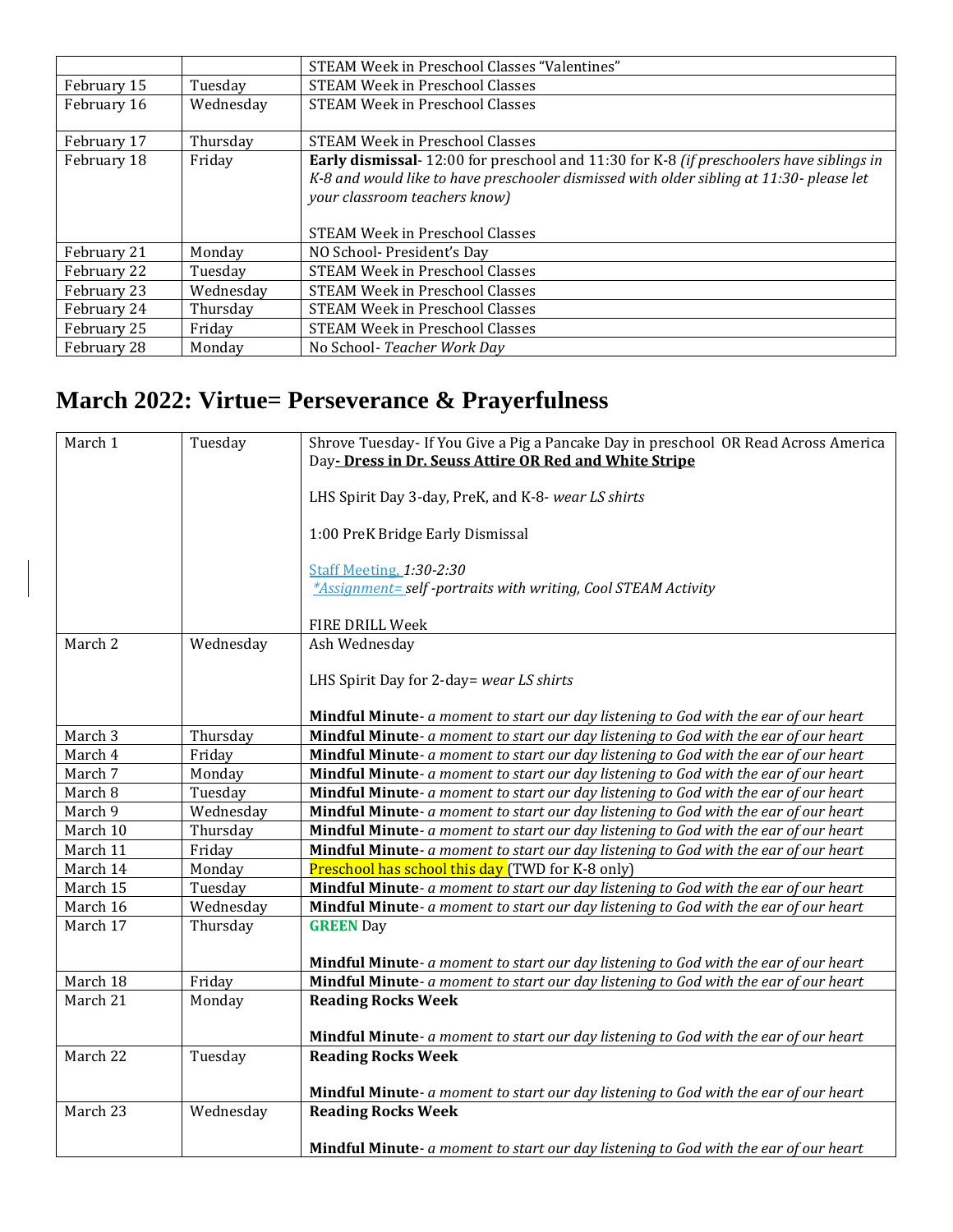| | | STEAM Week in Preschool Classes "Valentines" |
|---|---|---|
| February 15 | Tuesday | STEAM Week in Preschool Classes |
| February 16 | Wednesday | STEAM Week in Preschool Classes |
| February 17 | Thursday | STEAM Week in Preschool Classes |
| February 18 | Friday | **Early dismissal**- 12:00 for preschool and 11:30 for K-8 *(if preschoolers have siblings in K-8 and would like to have preschooler dismissed with older sibling at 11:30- please let your classroom teachers know)*<br><br>STEAM Week in Preschool Classes |
| February 21 | Monday | NO School- President's Day |
| February 22 | Tuesday | STEAM Week in Preschool Classes |
| February 23 | Wednesday | STEAM Week in Preschool Classes |
| February 24 | Thursday | STEAM Week in Preschool Classes |
| February 25 | Friday | STEAM Week in Preschool Classes |
| February 28 | Monday | No School- *Teacher Work Day* |

## March 2022: Virtue= Perseverance & Prayerfulness

| March 1 | Tuesday | Shrove Tuesday- If You Give a Pig a Pancake Day in preschool OR Read Across America Day**- Dress in Dr. Seuss Attire OR Red and White Stripe**<br><br>LHS Spirit Day 3-day, PreK, and K-8- *wear LS shirts*<br><br>1:00 PreK Bridge Early Dismissal<br><br>Staff Meeting, *1:30-2:30*<br>*\*Assignment= self -portraits with writing, Cool STEAM Activity*<br><br>FIRE DRILL Week |
|---|---|---|
| March 2 | Wednesday | Ash Wednesday<br><br>LHS Spirit Day for 2-day= *wear LS shirts*<br><br>**Mindful Minute**- *a moment to start our day listening to God with the ear of our heart* |
| March 3 | Thursday | **Mindful Minute**- *a moment to start our day listening to God with the ear of our heart* |
| March 4 | Friday | **Mindful Minute**- *a moment to start our day listening to God with the ear of our heart* |
| March 7 | Monday | **Mindful Minute**- *a moment to start our day listening to God with the ear of our heart* |
| March 8 | Tuesday | **Mindful Minute**- *a moment to start our day listening to God with the ear of our heart* |
| March 9 | Wednesday | **Mindful Minute**- *a moment to start our day listening to God with the ear of our heart* |
| March 10 | Thursday | **Mindful Minute**- *a moment to start our day listening to God with the ear of our heart* |
| March 11 | Friday | **Mindful Minute**- *a moment to start our day listening to God with the ear of our heart* |
| March 14 | Monday | Preschool has school this day (TWD for K-8 only) |
| March 15 | Tuesday | **Mindful Minute**- *a moment to start our day listening to God with the ear of our heart* |
| March 16 | Wednesday | **Mindful Minute**- *a moment to start our day listening to God with the ear of our heart* |
| March 17 | Thursday | **GREEN** Day<br><br>**Mindful Minute**- *a moment to start our day listening to God with the ear of our heart* |
| March 18 | Friday | **Mindful Minute**- *a moment to start our day listening to God with the ear of our heart* |
| March 21 | Monday | **Reading Rocks Week**<br><br>**Mindful Minute**- *a moment to start our day listening to God with the ear of our heart* |
| March 22 | Tuesday | **Reading Rocks Week**<br><br>**Mindful Minute**- *a moment to start our day listening to God with the ear of our heart* |
| March 23 | Wednesday | **Reading Rocks Week**<br><br>**Mindful Minute**- *a moment to start our day listening to God with the ear of our heart* |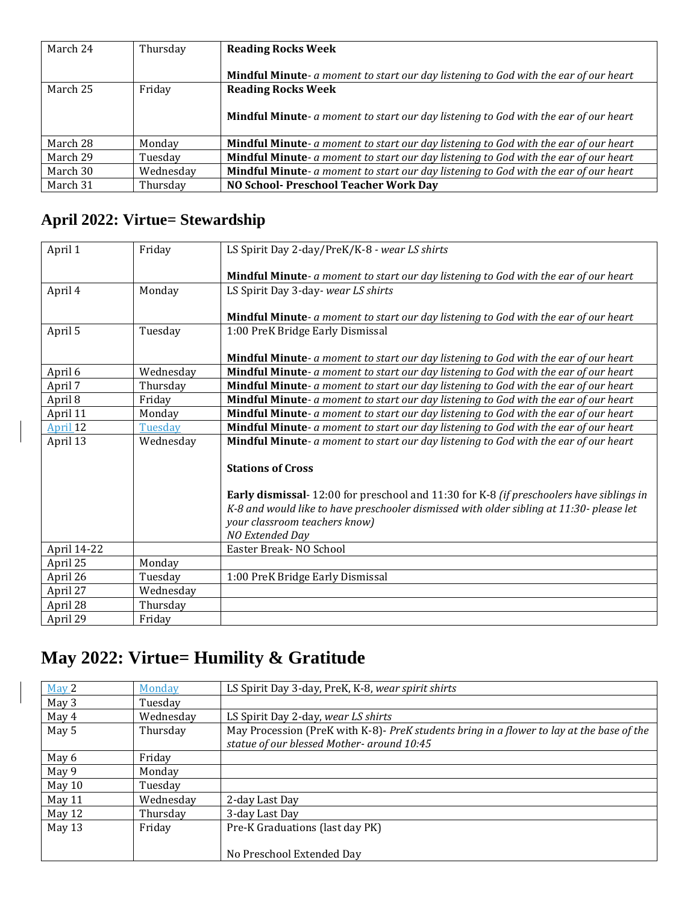| | | |
|---|---|---|
| March 24 | Thursday | **Reading Rocks Week**<br><br>**Mindful Minute**- *a moment to start our day listening to God with the ear of our heart* |
| March 25 | Friday | **Reading Rocks Week**<br><br>**Mindful Minute**- *a moment to start our day listening to God with the ear of our heart* |
| March 28 | Monday | **Mindful Minute**- *a moment to start our day listening to God with the ear of our heart* |
| March 29 | Tuesday | **Mindful Minute**- *a moment to start our day listening to God with the ear of our heart* |
| March 30 | Wednesday | **Mindful Minute**- *a moment to start our day listening to God with the ear of our heart* |
| March 31 | Thursday | **NO School- Preschool Teacher Work Day** |

## April 2022: Virtue= Stewardship

| | | |
|---|---|---|
| April 1 | Friday | LS Spirit Day 2-day/PreK/K-8 - *wear LS shirts*<br><br>**Mindful Minute**- *a moment to start our day listening to God with the ear of our heart* |
| April 4 | Monday | LS Spirit Day 3-day- *wear LS shirts*<br><br>**Mindful Minute**- *a moment to start our day listening to God with the ear of our heart* |
| April 5 | Tuesday | 1:00 PreK Bridge Early Dismissal<br><br>**Mindful Minute**- *a moment to start our day listening to God with the ear of our heart* |
| April 6 | Wednesday | **Mindful Minute**- *a moment to start our day listening to God with the ear of our heart* |
| April 7 | Thursday | **Mindful Minute**- *a moment to start our day listening to God with the ear of our heart* |
| April 8 | Friday | **Mindful Minute**- *a moment to start our day listening to God with the ear of our heart* |
| April 11 | Monday | **Mindful Minute**- *a moment to start our day listening to God with the ear of our heart* |
| April 12 | Tuesday | **Mindful Minute**- *a moment to start our day listening to God with the ear of our heart* |
| April 13 | Wednesday | **Mindful Minute**- *a moment to start our day listening to God with the ear of our heart*<br><br>**Stations of Cross**<br><br>**Early dismissal**- 12:00 for preschool and 11:30 for K-8 *(if preschoolers have siblings in K-8 and would like to have preschooler dismissed with older sibling at 11:30- please let your classroom teachers know)*<br>*NO Extended Day* |
| April 14-22 | | Easter Break- NO School |
| April 25 | Monday | |
| April 26 | Tuesday | 1:00 PreK Bridge Early Dismissal |
| April 27 | Wednesday | |
| April 28 | Thursday | |
| April 29 | Friday | |

## May 2022: Virtue= Humility & Gratitude

| | | |
|---|---|---|
| May 2 | Monday | LS Spirit Day 3-day, PreK, K-8, *wear spirit shirts* |
| May 3 | Tuesday | |
| May 4 | Wednesday | LS Spirit Day 2-day, *wear LS shirts* |
| May 5 | Thursday | May Procession (PreK with K-8)- *PreK students bring in a flower to lay at the base of the statue of our blessed Mother- around 10:45* |
| May 6 | Friday | |
| May 9 | Monday | |
| May 10 | Tuesday | |
| May 11 | Wednesday | 2-day Last Day |
| May 12 | Thursday | 3-day Last Day |
| May 13 | Friday | Pre-K Graduations (last day PK)<br><br>No Preschool Extended Day |